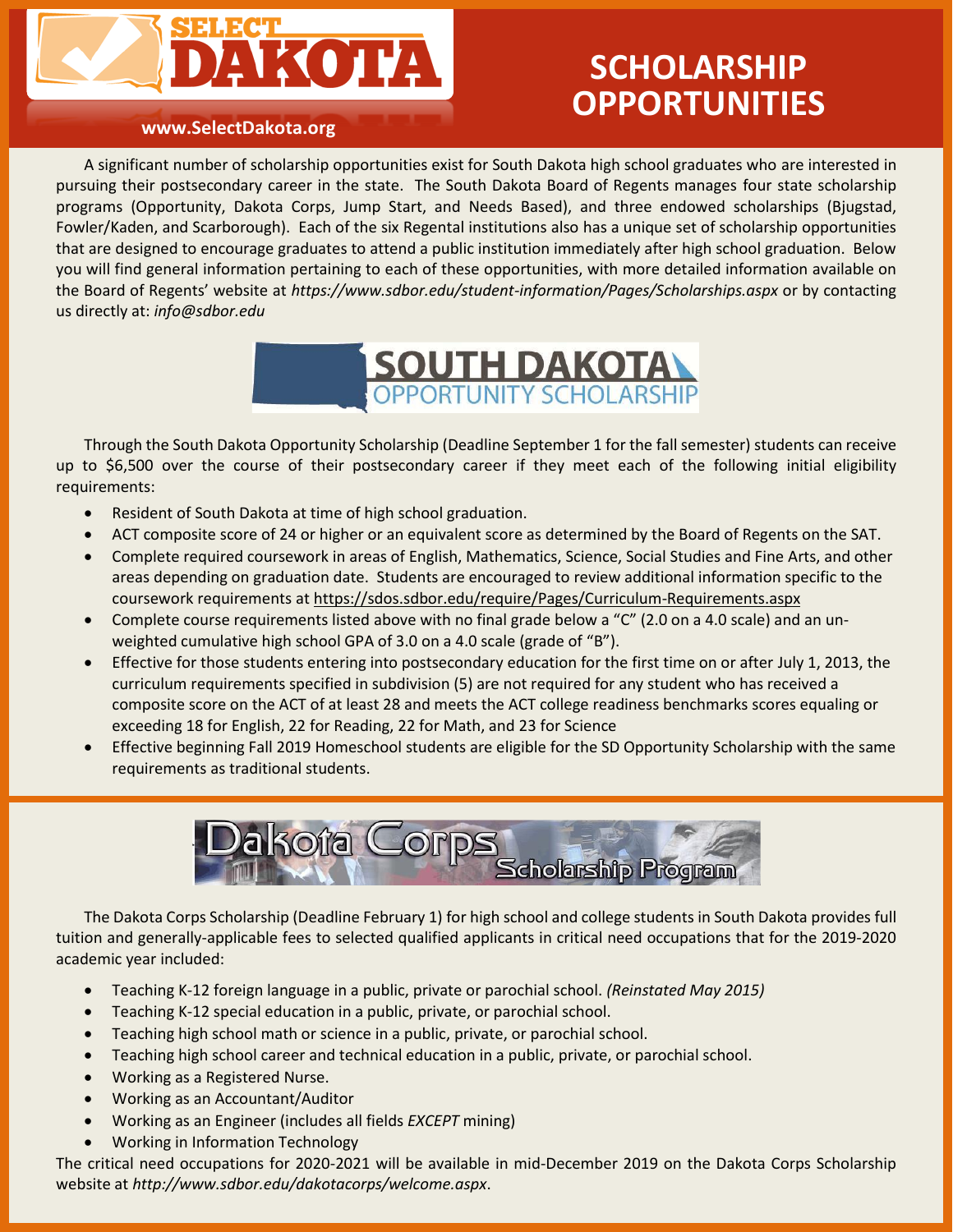# SELECT DAKOTA

www.SelectDakota.org

# SCHOLARSHIP OPPORTUNITIES

A significant number of scholarship opportunities exist for South Dakota high school graduates who are interested in pursuing their postsecondary career in the state. The South Dakota Board of Regents manages four state scholarship programs (Opportunity, Dakota Corps, Jump Start, and Needs Based), and three endowed scholarships (Bjugstad, Fowler/Kaden, and Scarborough). Each of the six Regental institutions also has a unique set of scholarship opportunities that are designed to encourage graduates to attend a public institution immediately after high school graduation. Below you will find general information pertaining to each of these opportunities, with more detailed information available on the Board of Regents' website at *https://www.sdbor.edu/student-information/Pages/Scholarships.aspx* or by contacting us directly at: *info@sdbor.edu*

## SOUTH DAKOTA OPPORTUNITY SCHOLARSHIP

Through the South Dakota Opportunity Scholarship (Deadline September 1 for the fall semester) students can receive up to $6,500 over the course of their postsecondary career if they meet each of the following initial eligibility requirements:

- Resident of South Dakota at time of high school graduation.
- ACT composite score of 24 or higher or an equivalent score as determined by the Board of Regents on the SAT.
- Complete required coursework in areas of English, Mathematics, Science, Social Studies and Fine Arts, and other areas depending on graduation date. Students are encouraged to review additional information specific to the coursework requirements at https://sdos.sdbor.edu/require/Pages/Curriculum-Requirements.aspx
- Complete course requirements listed above with no final grade below a "C" (2.0 on a 4.0 scale) and an un-weighted cumulative high school GPA of 3.0 on a 4.0 scale (grade of "B").
- Effective for those students entering into postsecondary education for the first time on or after July 1, 2013, the curriculum requirements specified in subdivision (5) are not required for any student who has received a composite score on the ACT of at least 28 and meets the ACT college readiness benchmarks scores equaling or exceeding 18 for English, 22 for Reading, 22 for Math, and 23 for Science
- Effective beginning Fall 2019 Homeschool students are eligible for the SD Opportunity Scholarship with the same requirements as traditional students.

## Dakota Corps Scholarship Program

The Dakota Corps Scholarship (Deadline February 1) for high school and college students in South Dakota provides full tuition and generally-applicable fees to selected qualified applicants in critical need occupations that for the 2019-2020 academic year included:

- Teaching K-12 foreign language in a public, private or parochial school. *(Reinstated May 2015)*
- Teaching K-12 special education in a public, private, or parochial school.
- Teaching high school math or science in a public, private, or parochial school.
- Teaching high school career and technical education in a public, private, or parochial school.
- Working as a Registered Nurse.
- Working as an Accountant/Auditor
- Working as an Engineer (includes all fields *EXCEPT* mining)
- Working in Information Technology

The critical need occupations for 2020-2021 will be available in mid-December 2019 on the Dakota Corps Scholarship website at *http://www.sdbor.edu/dakotacorps/welcome.aspx*.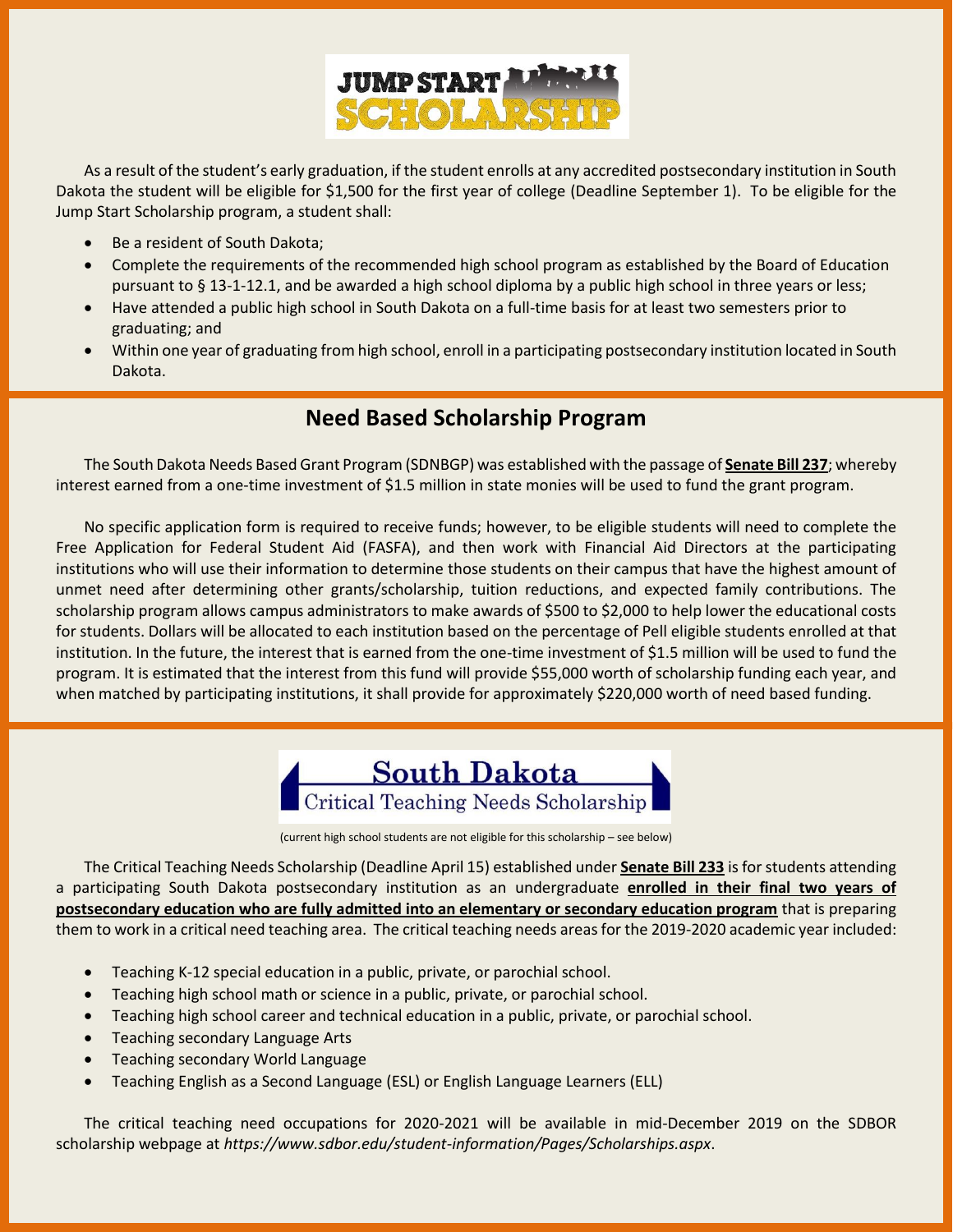# JUMP START SCHOLARSHIP

As a result of the student's early graduation, if the student enrolls at any accredited postsecondary institution in South Dakota the student will be eligible for $1,500 for the first year of college (Deadline September 1). To be eligible for the Jump Start Scholarship program, a student shall:

- Be a resident of South Dakota;
- Complete the requirements of the recommended high school program as established by the Board of Education pursuant to § 13-1-12.1, and be awarded a high school diploma by a public high school in three years or less;
- Have attended a public high school in South Dakota on a full-time basis for at least two semesters prior to graduating; and
- Within one year of graduating from high school, enroll in a participating postsecondary institution located in South Dakota.

## Need Based Scholarship Program

The South Dakota Needs Based Grant Program (SDNBGP) was established with the passage of **Senate Bill 237**; whereby interest earned from a one-time investment of $1.5 million in state monies will be used to fund the grant program.

No specific application form is required to receive funds; however, to be eligible students will need to complete the Free Application for Federal Student Aid (FASFA), and then work with Financial Aid Directors at the participating institutions who will use their information to determine those students on their campus that have the highest amount of unmet need after determining other grants/scholarship, tuition reductions, and expected family contributions. The scholarship program allows campus administrators to make awards of $500 to $2,000 to help lower the educational costs for students. Dollars will be allocated to each institution based on the percentage of Pell eligible students enrolled at that institution. In the future, the interest that is earned from the one-time investment of $1.5 million will be used to fund the program. It is estimated that the interest from this fund will provide $55,000 worth of scholarship funding each year, and when matched by participating institutions, it shall provide for approximately $220,000 worth of need based funding.

# South Dakota Critical Teaching Needs Scholarship

(current high school students are not eligible for this scholarship – see below)

The Critical Teaching Needs Scholarship (Deadline April 15) established under **Senate Bill 233** is for students attending a participating South Dakota postsecondary institution as an undergraduate **enrolled in their final two years of postsecondary education who are fully admitted into an elementary or secondary education program** that is preparing them to work in a critical need teaching area. The critical teaching needs areas for the 2019-2020 academic year included:

- Teaching K-12 special education in a public, private, or parochial school.
- Teaching high school math or science in a public, private, or parochial school.
- Teaching high school career and technical education in a public, private, or parochial school.
- Teaching secondary Language Arts
- Teaching secondary World Language
- Teaching English as a Second Language (ESL) or English Language Learners (ELL)

The critical teaching need occupations for 2020-2021 will be available in mid-December 2019 on the SDBOR scholarship webpage at *https://www.sdbor.edu/student-information/Pages/Scholarships.aspx*.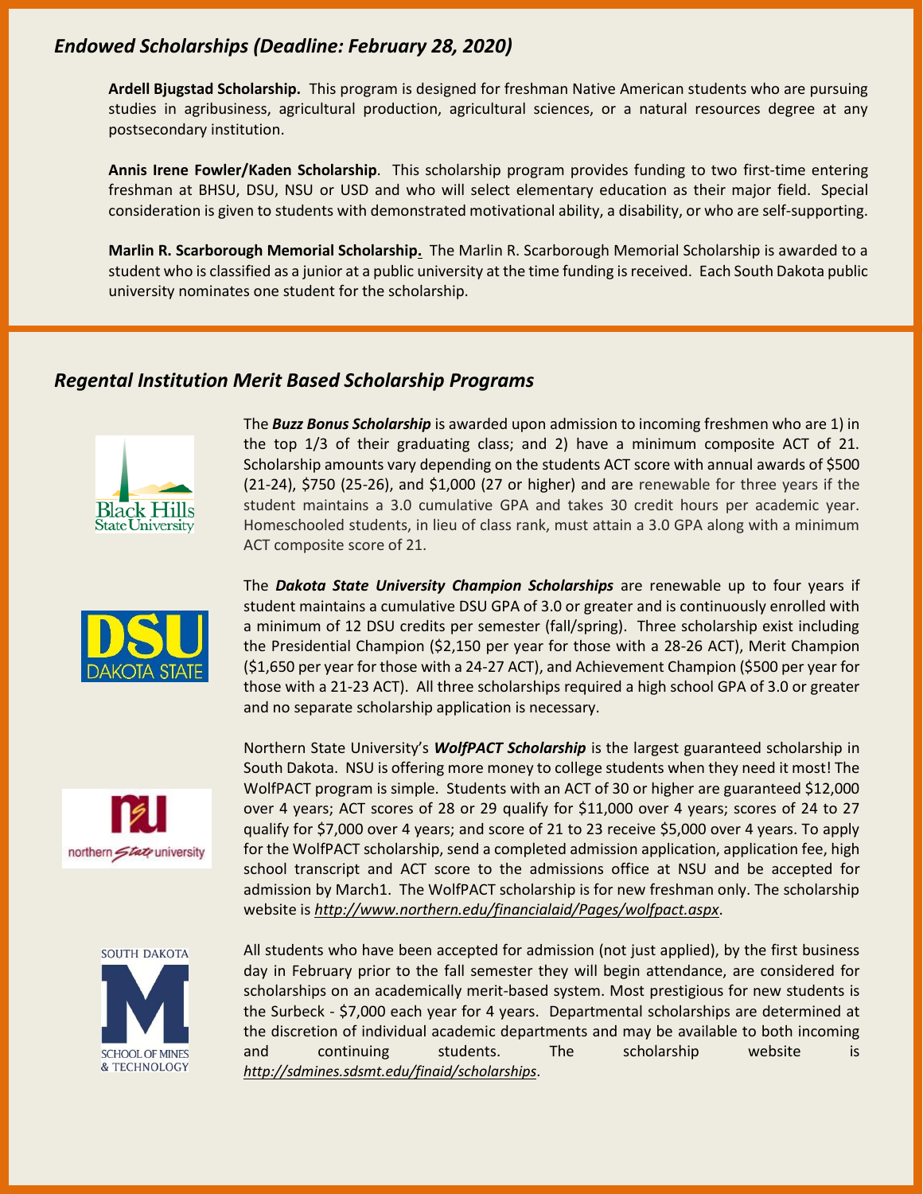## *Endowed Scholarships (Deadline: February 28, 2020)*

**Ardell Bjugstad Scholarship.** This program is designed for freshman Native American students who are pursuing studies in agribusiness, agricultural production, agricultural sciences, or a natural resources degree at any postsecondary institution.

**Annis Irene Fowler/Kaden Scholarship**. This scholarship program provides funding to two first-time entering freshman at BHSU, DSU, NSU or USD and who will select elementary education as their major field. Special consideration is given to students with demonstrated motivational ability, a disability, or who are self-supporting.

**Marlin R. Scarborough Memorial Scholarship.** The Marlin R. Scarborough Memorial Scholarship is awarded to a student who is classified as a junior at a public university at the time funding is received. Each South Dakota public university nominates one student for the scholarship.

## *Regental Institution Merit Based Scholarship Programs*

The ***Buzz Bonus Scholarship*** is awarded upon admission to incoming freshmen who are 1) in the top 1/3 of their graduating class; and 2) have a minimum composite ACT of 21. Scholarship amounts vary depending on the students ACT score with annual awards of $500 (21-24), $750 (25-26), and $1,000 (27 or higher) and are renewable for three years if the student maintains a 3.0 cumulative GPA and takes 30 credit hours per academic year. Homeschooled students, in lieu of class rank, must attain a 3.0 GPA along with a minimum ACT composite score of 21.

The ***Dakota State University Champion Scholarships*** are renewable up to four years if student maintains a cumulative DSU GPA of 3.0 or greater and is continuously enrolled with a minimum of 12 DSU credits per semester (fall/spring). Three scholarship exist including the Presidential Champion ($2,150 per year for those with a 28-26 ACT), Merit Champion ($1,650 per year for those with a 24-27 ACT), and Achievement Champion ($500 per year for those with a 21-23 ACT). All three scholarships required a high school GPA of 3.0 or greater and no separate scholarship application is necessary.

Northern State University's ***WolfPACT Scholarship*** is the largest guaranteed scholarship in South Dakota. NSU is offering more money to college students when they need it most! The WolfPACT program is simple. Students with an ACT of 30 or higher are guaranteed $12,000 over 4 years; ACT scores of 28 or 29 qualify for $11,000 over 4 years; scores of 24 to 27 qualify for $7,000 over 4 years; and score of 21 to 23 receive $5,000 over 4 years. To apply for the WolfPACT scholarship, send a completed admission application, application fee, high school transcript and ACT score to the admissions office at NSU and be accepted for admission by March1. The WolfPACT scholarship is for new freshman only. The scholarship website is *http://www.northern.edu/financialaid/Pages/wolfpact.aspx*.

All students who have been accepted for admission (not just applied), by the first business day in February prior to the fall semester they will begin attendance, are considered for scholarships on an academically merit-based system. Most prestigious for new students is the Surbeck - $7,000 each year for 4 years. Departmental scholarships are determined at the discretion of individual academic departments and may be available to both incoming and continuing students. The scholarship website is *http://sdmines.sdsmt.edu/finaid/scholarships*.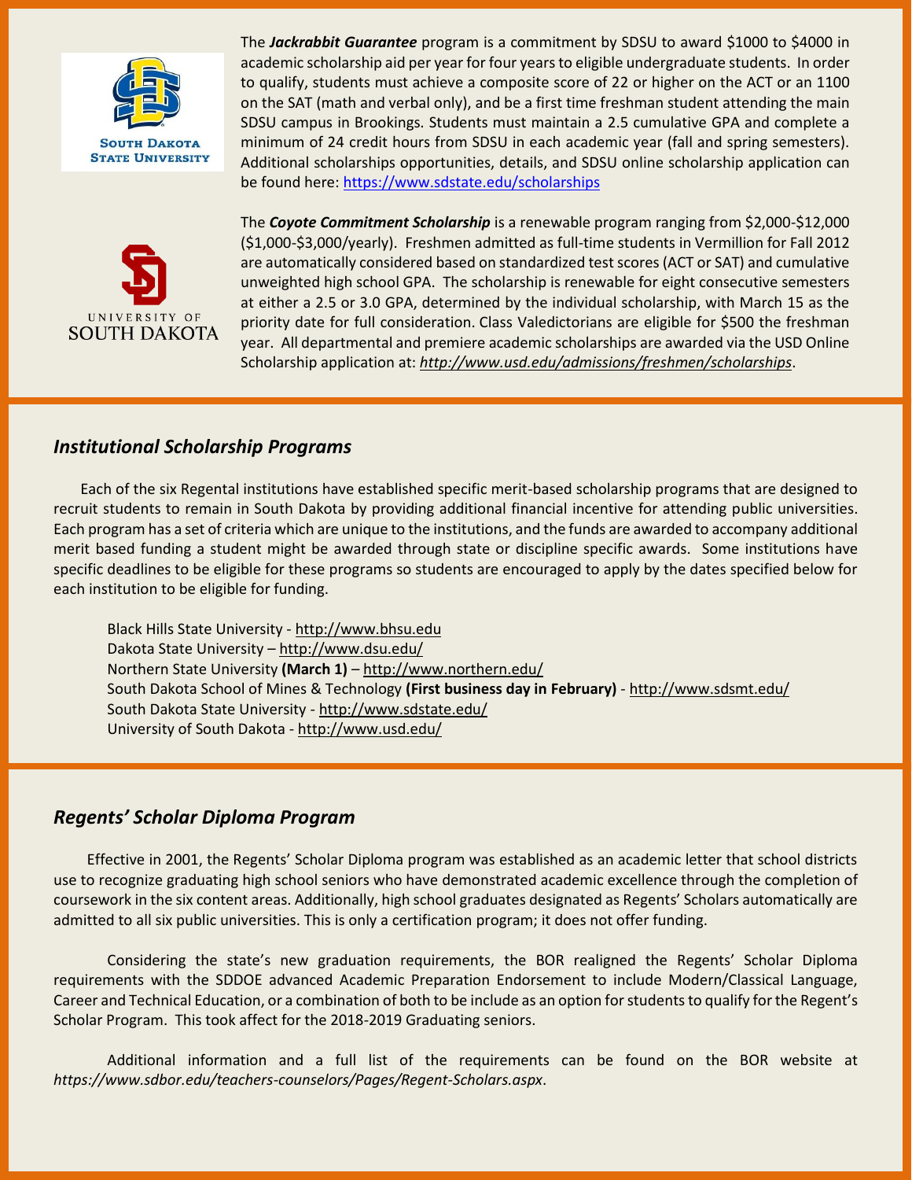South Dakota State University

The ***Jackrabbit Guarantee*** program is a commitment by SDSU to award $1000 to $4000 in academic scholarship aid per year for four years to eligible undergraduate students. In order to qualify, students must achieve a composite score of 22 or higher on the ACT or an 1100 on the SAT (math and verbal only), and be a first time freshman student attending the main SDSU campus in Brookings. Students must maintain a 2.5 cumulative GPA and complete a minimum of 24 credit hours from SDSU in each academic year (fall and spring semesters). Additional scholarships opportunities, details, and SDSU online scholarship application can be found here: https://www.sdstate.edu/scholarships

University of South Dakota

The ***Coyote Commitment Scholarship*** is a renewable program ranging from $2,000-$12,000 ($1,000-$3,000/yearly). Freshmen admitted as full-time students in Vermillion for Fall 2012 are automatically considered based on standardized test scores (ACT or SAT) and cumulative unweighted high school GPA. The scholarship is renewable for eight consecutive semesters at either a 2.5 or 3.0 GPA, determined by the individual scholarship, with March 15 as the priority date for full consideration. Class Valedictorians are eligible for $500 the freshman year. All departmental and premiere academic scholarships are awarded via the USD Online Scholarship application at: *http://www.usd.edu/admissions/freshmen/scholarships*.

## *Institutional Scholarship Programs*

Each of the six Regental institutions have established specific merit-based scholarship programs that are designed to recruit students to remain in South Dakota by providing additional financial incentive for attending public universities. Each program has a set of criteria which are unique to the institutions, and the funds are awarded to accompany additional merit based funding a student might be awarded through state or discipline specific awards. Some institutions have specific deadlines to be eligible for these programs so students are encouraged to apply by the dates specified below for each institution to be eligible for funding.

Black Hills State University - http://www.bhsu.edu
Dakota State University – http://www.dsu.edu/
Northern State University **(March 1)** – http://www.northern.edu/
South Dakota School of Mines & Technology **(First business day in February)** - http://www.sdsmt.edu/
South Dakota State University - http://www.sdstate.edu/
University of South Dakota - http://www.usd.edu/

## *Regents' Scholar Diploma Program*

Effective in 2001, the Regents' Scholar Diploma program was established as an academic letter that school districts use to recognize graduating high school seniors who have demonstrated academic excellence through the completion of coursework in the six content areas. Additionally, high school graduates designated as Regents' Scholars automatically are admitted to all six public universities. This is only a certification program; it does not offer funding.

Considering the state's new graduation requirements, the BOR realigned the Regents' Scholar Diploma requirements with the SDDOE advanced Academic Preparation Endorsement to include Modern/Classical Language, Career and Technical Education, or a combination of both to be include as an option for students to qualify for the Regent's Scholar Program. This took affect for the 2018-2019 Graduating seniors.

Additional information and a full list of the requirements can be found on the BOR website at *https://www.sdbor.edu/teachers-counselors/Pages/Regent-Scholars.aspx*.